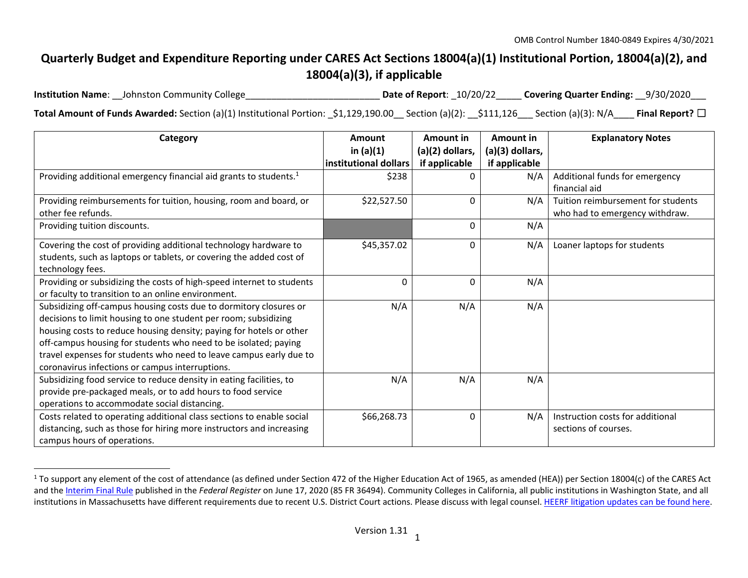OMB Control Number 1840-0849 Expires 4/30/2021

# Quarterly Budget and Expenditure Reporting under CARES Act Sections 18004(a)(1) Institutional Portion, 18004(a)(2), and 18004(a)(3), if applicable

**Institution Name**: __Johnston Community College__________________________ **Date of Report**: _10/20/22_____ **Covering Quarter Ending:** __9/30/2020___

**Total Amount of Funds Awarded:** Section (a)(1) Institutional Portion: _$1,129,190.00__ Section (a)(2): __$111,126___ Section (a)(3): N/A____ **Final Report?** ☐

| Category | Amount in (a)(1) institutional dollars | Amount in (a)(2) dollars, if applicable | Amount in (a)(3) dollars, if applicable | Explanatory Notes |
|---|---|---|---|---|
| Providing additional emergency financial aid grants to students.[1] | $238 | 0 | N/A | Additional funds for emergency financial aid |
| Providing reimbursements for tuition, housing, room and board, or other fee refunds. | $22,527.50 | 0 | N/A | Tuition reimbursement for students who had to emergency withdraw. |
| Providing tuition discounts. | | 0 | N/A | |
| Covering the cost of providing additional technology hardware to students, such as laptops or tablets, or covering the added cost of technology fees. | $45,357.02 | 0 | N/A | Loaner laptops for students |
| Providing or subsidizing the costs of high-speed internet to students or faculty to transition to an online environment. | 0 | 0 | N/A | |
| Subsidizing off-campus housing costs due to dormitory closures or decisions to limit housing to one student per room; subsidizing housing costs to reduce housing density; paying for hotels or other off-campus housing for students who need to be isolated; paying travel expenses for students who need to leave campus early due to coronavirus infections or campus interruptions. | N/A | N/A | N/A | |
| Subsidizing food service to reduce density in eating facilities, to provide pre-packaged meals, or to add hours to food service operations to accommodate social distancing. | N/A | N/A | N/A | |
| Costs related to operating additional class sections to enable social distancing, such as those for hiring more instructors and increasing campus hours of operations. | $66,268.73 | 0 | N/A | Instruction costs for additional sections of courses. |

[1] To support any element of the cost of attendance (as defined under Section 472 of the Higher Education Act of 1965, as amended (HEA)) per Section 18004(c) of the CARES Act and the Interim Final Rule published in the *Federal Register* on June 17, 2020 (85 FR 36494). Community Colleges in California, all public institutions in Washington State, and all institutions in Massachusetts have different requirements due to recent U.S. District Court actions. Please discuss with legal counsel. HEERF litigation updates can be found here.

Version 1.31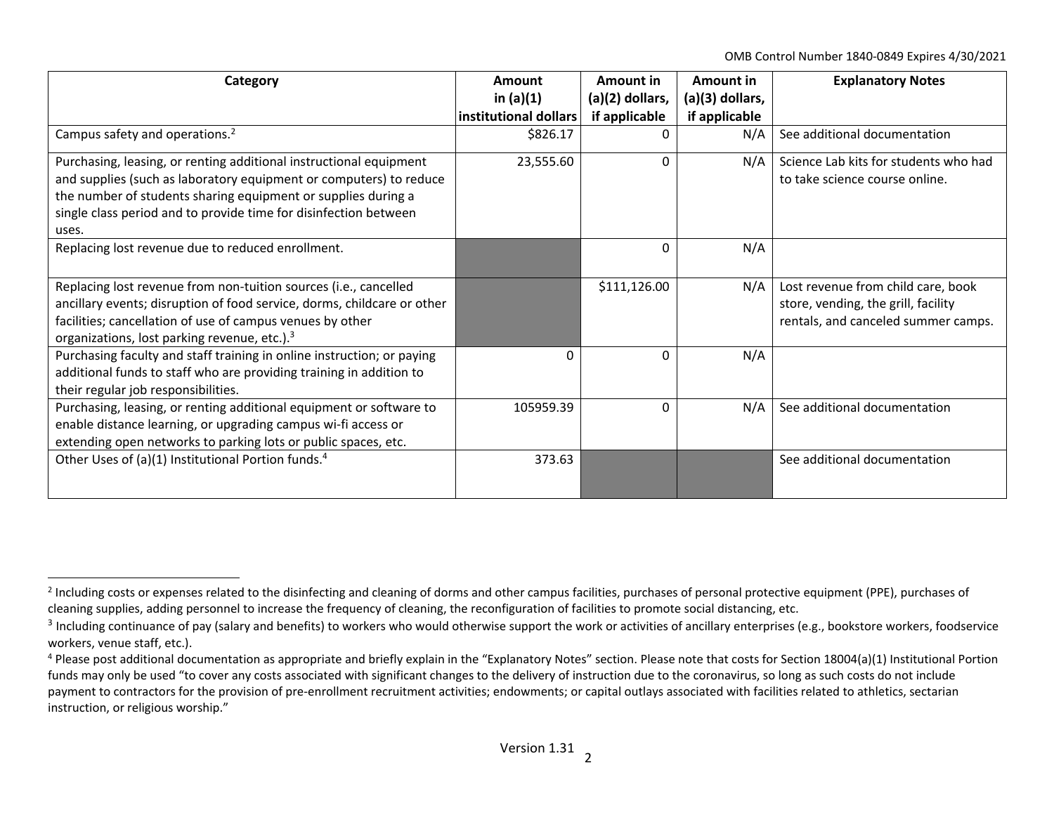| Category | Amount in (a)(1) institutional dollars | Amount in (a)(2) dollars, if applicable | Amount in (a)(3) dollars, if applicable | Explanatory Notes |
|---|---|---|---|---|
| Campus safety and operations.[2] | $826.17 | 0 | N/A | See additional documentation |
| Purchasing, leasing, or renting additional instructional equipment and supplies (such as laboratory equipment or computers) to reduce the number of students sharing equipment or supplies during a single class period and to provide time for disinfection between uses. | 23,555.60 | 0 | N/A | Science Lab kits for students who had to take science course online. |
| Replacing lost revenue due to reduced enrollment. | | 0 | N/A | |
| Replacing lost revenue from non-tuition sources (i.e., cancelled ancillary events; disruption of food service, dorms, childcare or other facilities; cancellation of use of campus venues by other organizations, lost parking revenue, etc.).[3] | | $111,126.00 | N/A | Lost revenue from child care, book store, vending, the grill, facility rentals, and canceled summer camps. |
| Purchasing faculty and staff training in online instruction; or paying additional funds to staff who are providing training in addition to their regular job responsibilities. | 0 | 0 | N/A | |
| Purchasing, leasing, or renting additional equipment or software to enable distance learning, or upgrading campus wi-fi access or extending open networks to parking lots or public spaces, etc. | 105959.39 | 0 | N/A | See additional documentation |
| Other Uses of (a)(1) Institutional Portion funds.[4] | 373.63 | | | See additional documentation |

[2] Including costs or expenses related to the disinfecting and cleaning of dorms and other campus facilities, purchases of personal protective equipment (PPE), purchases of cleaning supplies, adding personnel to increase the frequency of cleaning, the reconfiguration of facilities to promote social distancing, etc.

[3] Including continuance of pay (salary and benefits) to workers who would otherwise support the work or activities of ancillary enterprises (e.g., bookstore workers, foodservice workers, venue staff, etc.).

[4] Please post additional documentation as appropriate and briefly explain in the "Explanatory Notes" section. Please note that costs for Section 18004(a)(1) Institutional Portion funds may only be used "to cover any costs associated with significant changes to the delivery of instruction due to the coronavirus, so long as such costs do not include payment to contractors for the provision of pre-enrollment recruitment activities; endowments; or capital outlays associated with facilities related to athletics, sectarian instruction, or religious worship."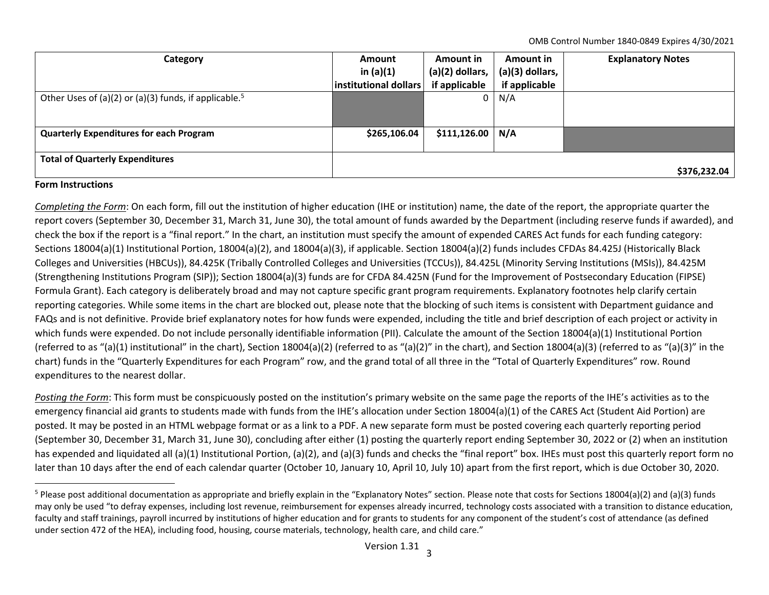| Category | Amount in (a)(1) institutional dollars | Amount in (a)(2) dollars, if applicable | Amount in (a)(3) dollars, if applicable | Explanatory Notes |
|---|---|---|---|---|
| Other Uses of (a)(2) or (a)(3) funds, if applicable.[5] | | 0 | N/A | |
| **Quarterly Expenditures for each Program** | **$265,106.04** | **$111,126.00** | **N/A** | |
| **Total of Quarterly Expenditures** | | | | **$376,232.04** |

**Form Instructions**

*Completing the Form*: On each form, fill out the institution of higher education (IHE or institution) name, the date of the report, the appropriate quarter the report covers (September 30, December 31, March 31, June 30), the total amount of funds awarded by the Department (including reserve funds if awarded), and check the box if the report is a "final report." In the chart, an institution must specify the amount of expended CARES Act funds for each funding category: Sections 18004(a)(1) Institutional Portion, 18004(a)(2), and 18004(a)(3), if applicable. Section 18004(a)(2) funds includes CFDAs 84.425J (Historically Black Colleges and Universities (HBCUs)), 84.425K (Tribally Controlled Colleges and Universities (TCCUs)), 84.425L (Minority Serving Institutions (MSIs)), 84.425M (Strengthening Institutions Program (SIP)); Section 18004(a)(3) funds are for CFDA 84.425N (Fund for the Improvement of Postsecondary Education (FIPSE) Formula Grant). Each category is deliberately broad and may not capture specific grant program requirements. Explanatory footnotes help clarify certain reporting categories. While some items in the chart are blocked out, please note that the blocking of such items is consistent with Department guidance and FAQs and is not definitive. Provide brief explanatory notes for how funds were expended, including the title and brief description of each project or activity in which funds were expended. Do not include personally identifiable information (PII). Calculate the amount of the Section 18004(a)(1) Institutional Portion (referred to as "(a)(1) institutional" in the chart), Section 18004(a)(2) (referred to as "(a)(2)" in the chart), and Section 18004(a)(3) (referred to as "(a)(3)" in the chart) funds in the "Quarterly Expenditures for each Program" row, and the grand total of all three in the "Total of Quarterly Expenditures" row. Round expenditures to the nearest dollar.

*Posting the Form*: This form must be conspicuously posted on the institution's primary website on the same page the reports of the IHE's activities as to the emergency financial aid grants to students made with funds from the IHE's allocation under Section 18004(a)(1) of the CARES Act (Student Aid Portion) are posted. It may be posted in an HTML webpage format or as a link to a PDF. A new separate form must be posted covering each quarterly reporting period (September 30, December 31, March 31, June 30), concluding after either (1) posting the quarterly report ending September 30, 2022 or (2) when an institution has expended and liquidated all (a)(1) Institutional Portion, (a)(2), and (a)(3) funds and checks the "final report" box. IHEs must post this quarterly report form no later than 10 days after the end of each calendar quarter (October 10, January 10, April 10, July 10) apart from the first report, which is due October 30, 2020.

---

[5] Please post additional documentation as appropriate and briefly explain in the "Explanatory Notes" section. Please note that costs for Sections 18004(a)(2) and (a)(3) funds may only be used "to defray expenses, including lost revenue, reimbursement for expenses already incurred, technology costs associated with a transition to distance education, faculty and staff trainings, payroll incurred by institutions of higher education and for grants to students for any component of the student's cost of attendance (as defined under section 472 of the HEA), including food, housing, course materials, technology, health care, and child care."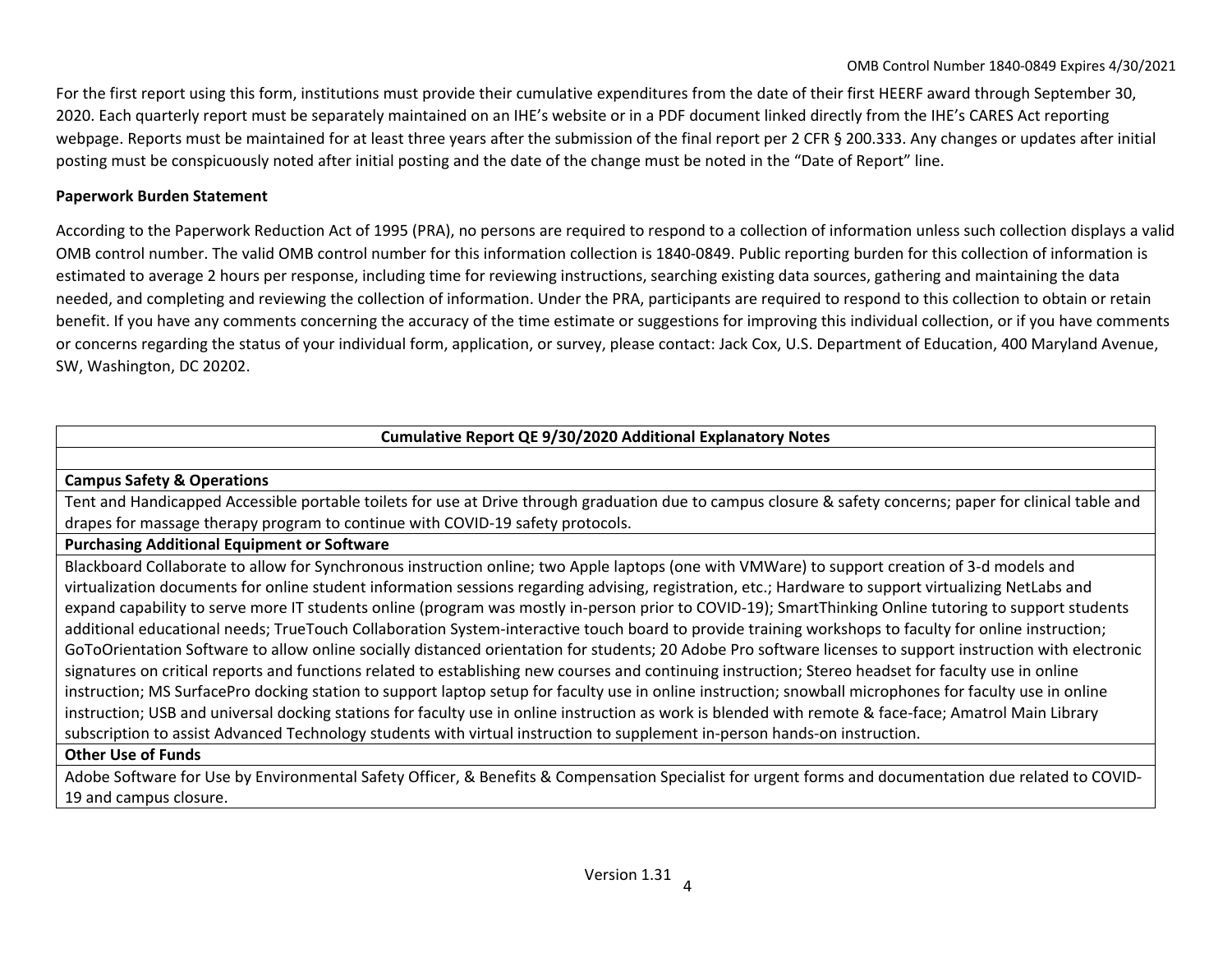For the first report using this form, institutions must provide their cumulative expenditures from the date of their first HEERF award through September 30, 2020. Each quarterly report must be separately maintained on an IHE's website or in a PDF document linked directly from the IHE's CARES Act reporting webpage. Reports must be maintained for at least three years after the submission of the final report per 2 CFR § 200.333. Any changes or updates after initial posting must be conspicuously noted after initial posting and the date of the change must be noted in the "Date of Report" line.

**Paperwork Burden Statement**

According to the Paperwork Reduction Act of 1995 (PRA), no persons are required to respond to a collection of information unless such collection displays a valid OMB control number. The valid OMB control number for this information collection is 1840-0849. Public reporting burden for this collection of information is estimated to average 2 hours per response, including time for reviewing instructions, searching existing data sources, gathering and maintaining the data needed, and completing and reviewing the collection of information. Under the PRA, participants are required to respond to this collection to obtain or retain benefit. If you have any comments concerning the accuracy of the time estimate or suggestions for improving this individual collection, or if you have comments or concerns regarding the status of your individual form, application, or survey, please contact: Jack Cox, U.S. Department of Education, 400 Maryland Avenue, SW, Washington, DC 20202.

| **Cumulative Report QE 9/30/2020 Additional Explanatory Notes** |
|---|
| |
| **Campus Safety & Operations** |
| Tent and Handicapped Accessible portable toilets for use at Drive through graduation due to campus closure & safety concerns; paper for clinical table and drapes for massage therapy program to continue with COVID-19 safety protocols. |
| **Purchasing Additional Equipment or Software** |
| Blackboard Collaborate to allow for Synchronous instruction online; two Apple laptops (one with VMWare) to support creation of 3-d models and virtualization documents for online student information sessions regarding advising, registration, etc.; Hardware to support virtualizing NetLabs and expand capability to serve more IT students online (program was mostly in-person prior to COVID-19); SmartThinking Online tutoring to support students additional educational needs; TrueTouch Collaboration System-interactive touch board to provide training workshops to faculty for online instruction; GoToOrientation Software to allow online socially distanced orientation for students; 20 Adobe Pro software licenses to support instruction with electronic signatures on critical reports and functions related to establishing new courses and continuing instruction; Stereo headset for faculty use in online instruction; MS SurfacePro docking station to support laptop setup for faculty use in online instruction; snowball microphones for faculty use in online instruction; USB and universal docking stations for faculty use in online instruction as work is blended with remote & face-face; Amatrol Main Library subscription to assist Advanced Technology students with virtual instruction to supplement in-person hands-on instruction. |
| **Other Use of Funds** |
| Adobe Software for Use by Environmental Safety Officer, & Benefits & Compensation Specialist for urgent forms and documentation due related to COVID-19 and campus closure. |